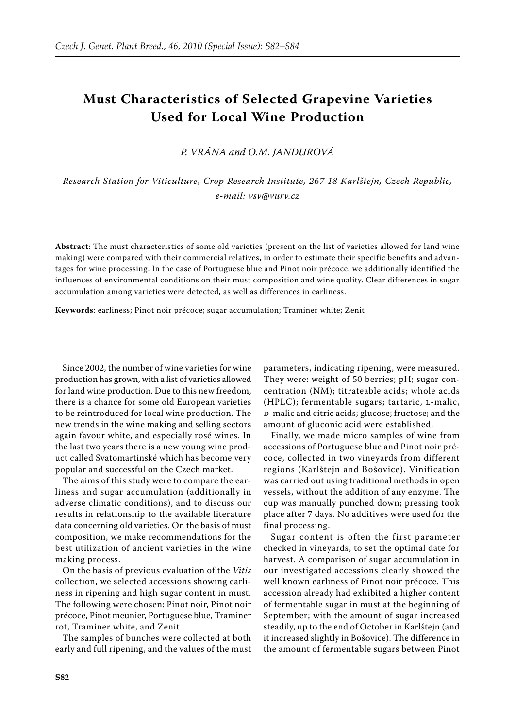# Must Characteristics of Selected Grapevine Varieties Used for Local Wine Production

*P. Vrána and O.M. Jandurová*

*Research Station for Viticulture, Crop Research Institute, 267 18 Karlštejn, Czech Republic, e-mail: vsv@vurv.cz*

**Abstract**: The must characteristics of some old varieties (present on the list of varieties allowed for land wine making) were compared with their commercial relatives, in order to estimate their specific benefits and advantages for wine processing. In the case of Portuguese blue and Pinot noir précoce, we additionally identified the influences of environmental conditions on their must composition and wine quality. Clear differences in sugar accumulation among varieties were detected, as well as differences in earliness.

**Keywords**: earliness; Pinot noir précoce; sugar accumulation; Traminer white; Zenit

Since 2002, the number of wine varieties for wine production has grown, with a list of varieties allowed for land wine production. Due to this new freedom, there is a chance for some old European varieties to be reintroduced for local wine production. The new trends in the wine making and selling sectors again favour white, and especially rosé wines. In the last two years there is a new young wine product called Svatomartinské which has become very popular and successful on the Czech market.

The aims of this study were to compare the earliness and sugar accumulation (additionally in adverse climatic conditions), and to discuss our results in relationship to the available literature data concerning old varieties. On the basis of must composition, we make recommendations for the best utilization of ancient varieties in the wine making process.

On the basis of previous evaluation of the *Vitis* collection, we selected accessions showing earliness in ripening and high sugar content in must. The following were chosen: Pinot noir, Pinot noir précoce, Pinot meunier, Portuguese blue, Traminer rot, Traminer white, and Zenit.

The samples of bunches were collected at both early and full ripening, and the values of the must parameters, indicating ripening, were measured. They were: weight of 50 berries; pH; sugar concentration (NM); titrateable acids; whole acids (HPLC); fermentable sugars; tartaric, L-malic, D-malic and citric acids; glucose; fructose; and the amount of gluconic acid were established.

Finally, we made micro samples of wine from accessions of Portuguese blue and Pinot noir précoce, collected in two vineyards from different regions (Karlštejn and Bošovice). Vinification was carried out using traditional methods in open vessels, without the addition of any enzyme. The cup was manually punched down; pressing took place after 7 days. No additives were used for the final processing.

Sugar content is often the first parameter checked in vineyards, to set the optimal date for harvest. A comparison of sugar accumulation in our investigated accessions clearly showed the well known earliness of Pinot noir précoce. This accession already had exhibited a higher content of fermentable sugar in must at the beginning of September; with the amount of sugar increased steadily, up to the end of October in Karlštejn (and it increased slightly in Bošovice). The difference in the amount of fermentable sugars between Pinot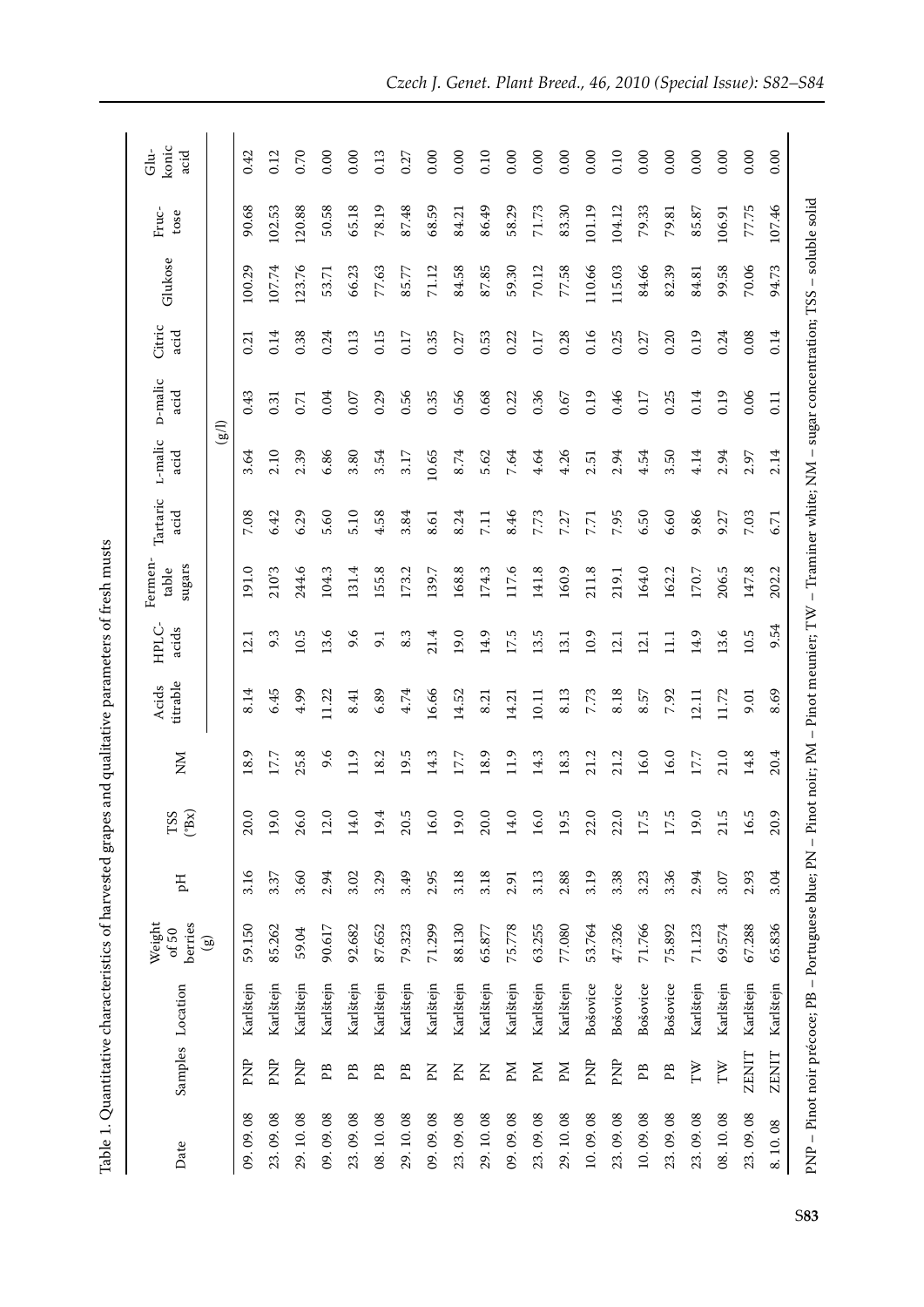Table 1. Quantitative characteristics of harvested grapes and qualitative parameters of fresh musts

| Date | Samples | Location | Weight of 50 berries (g) | pH | TSS (°Bx) | NM | Acids titrable | HPLC-acids | Fermentable sugars | Tartaric acid | L-malic acid | D-malic acid | Citric acid | Glukose | Fructose | Glukonic acid |
|---|---|---|---|---|---|---|---|---|---|---|---|---|---|---|---|---|
| | | | | | | | (g/l) | | | | | | | | | |
| 09. 09. 08 | PNP | Karlštejn | 59.150 | 3.16 | 20.0 | 18.9 | 8.14 | 12.1 | 191.0 | 7.08 | 3.64 | 0.43 | 0.21 | 100.29 | 90.68 | 0.42 |
| 23. 09. 08 | PNP | Karlštejn | 85.262 | 3.37 | 19.0 | 17.7 | 6.45 | 9.3 | 210.3 | 6.42 | 2.10 | 0.31 | 0.14 | 107.74 | 102.53 | 0.12 |
| 29. 10. 08 | PNP | Karlštejn | 59.04 | 3.60 | 26.0 | 25.8 | 4.99 | 10.5 | 244.6 | 6.29 | 2.39 | 0.71 | 0.38 | 123.76 | 120.88 | 0.70 |
| 09. 09. 08 | PB | Karlštejn | 90.617 | 2.94 | 12.0 | 9.6 | 11.22 | 13.6 | 104.3 | 5.60 | 6.86 | 0.04 | 0.24 | 53.71 | 50.58 | 0.00 |
| 23. 09. 08 | PB | Karlštejn | 92.682 | 3.02 | 14.0 | 11.9 | 8.41 | 9.6 | 131.4 | 5.10 | 3.80 | 0.07 | 0.13 | 66.23 | 65.18 | 0.00 |
| 08. 10. 08 | PB | Karlštejn | 87.652 | 3.29 | 19.4 | 18.2 | 6.89 | 9.1 | 155.8 | 4.58 | 3.54 | 0.29 | 0.15 | 77.63 | 78.19 | 0.13 |
| 29. 10. 08 | PB | Karlštejn | 79.323 | 3.49 | 20.5 | 19.5 | 4.74 | 8.3 | 173.2 | 3.84 | 3.17 | 0.56 | 0.17 | 85.77 | 87.48 | 0.27 |
| 09. 09. 08 | PN | Karlštejn | 71.299 | 2.95 | 16.0 | 14.3 | 16.66 | 21.4 | 139.7 | 8.61 | 10.65 | 0.35 | 0.35 | 71.12 | 68.59 | 0.00 |
| 23. 09. 08 | PN | Karlštejn | 88.130 | 3.18 | 19.0 | 17.7 | 14.52 | 19.0 | 168.8 | 8.24 | 8.74 | 0.56 | 0.27 | 84.58 | 84.21 | 0.00 |
| 29. 10. 08 | PN | Karlštejn | 65.877 | 3.18 | 20.0 | 18.9 | 8.21 | 14.9 | 174.3 | 7.11 | 5.62 | 0.68 | 0.53 | 87.85 | 86.49 | 0.10 |
| 09. 09. 08 | PM | Karlštejn | 75.778 | 2.91 | 14.0 | 11.9 | 14.21 | 17.5 | 117.6 | 8.46 | 7.64 | 0.22 | 0.22 | 59.30 | 58.29 | 0.00 |
| 23. 09. 08 | PM | Karlštejn | 63.255 | 3.13 | 16.0 | 14.3 | 10.11 | 13.5 | 141.8 | 7.73 | 4.64 | 0.36 | 0.17 | 70.12 | 71.73 | 0.00 |
| 29. 10. 08 | PM | Karlštejn | 77.080 | 2.88 | 19.5 | 18.3 | 8.13 | 13.1 | 160.9 | 7.27 | 4.26 | 0.67 | 0.28 | 77.58 | 83.30 | 0.00 |
| 10. 09. 08 | PNP | Bošovice | 53.764 | 3.19 | 22.0 | 21.2 | 7.73 | 10.9 | 211.8 | 7.71 | 2.51 | 0.19 | 0.16 | 110.66 | 101.19 | 0.00 |
| 23. 09. 08 | PNP | Bošovice | 47.326 | 3.38 | 22.0 | 21.2 | 8.18 | 12.1 | 219.1 | 7.95 | 2.94 | 0.46 | 0.25 | 115.03 | 104.12 | 0.10 |
| 10. 09. 08 | PB | Bošovice | 71.766 | 3.23 | 17.5 | 16.0 | 8.57 | 12.1 | 164.0 | 6.50 | 4.54 | 0.17 | 0.27 | 84.66 | 79.33 | 0.00 |
| 23. 09. 08 | PB | Bošovice | 75.892 | 3.36 | 17.5 | 16.0 | 7.92 | 11.1 | 162.2 | 6.60 | 3.50 | 0.25 | 0.20 | 82.39 | 79.81 | 0.00 |
| 23. 09. 08 | TW | Karlštejn | 71.123 | 2.94 | 19.0 | 17.7 | 12.11 | 14.9 | 170.7 | 9.86 | 4.14 | 0.14 | 0.19 | 84.81 | 85.87 | 0.00 |
| 08. 10. 08 | TW | Karlštejn | 69.574 | 3.07 | 21.5 | 21.0 | 11.72 | 13.6 | 206.5 | 9.27 | 2.94 | 0.19 | 0.24 | 99.58 | 106.91 | 0.00 |
| 23. 09. 08 | ZENIT | Karlštejn | 67.288 | 2.93 | 16.5 | 14.8 | 9.01 | 10.5 | 147.8 | 7.03 | 2.97 | 0.06 | 0.08 | 70.06 | 77.75 | 0.00 |
| 8. 10. 08 | ZENIT | Karlštejn | 65.836 | 3.04 | 20.9 | 20.4 | 8.69 | 9.54 | 202.2 | 6.71 | 2.14 | 0.11 | 0.14 | 94.73 | 107.46 | 0.00 |

PNP – Pinot noir précoce; PB – Portuguese blue; PN – Pinot noir; PM – Pinot meunier; TW – Traminer white; NM – sugar concentration; TSS – soluble solid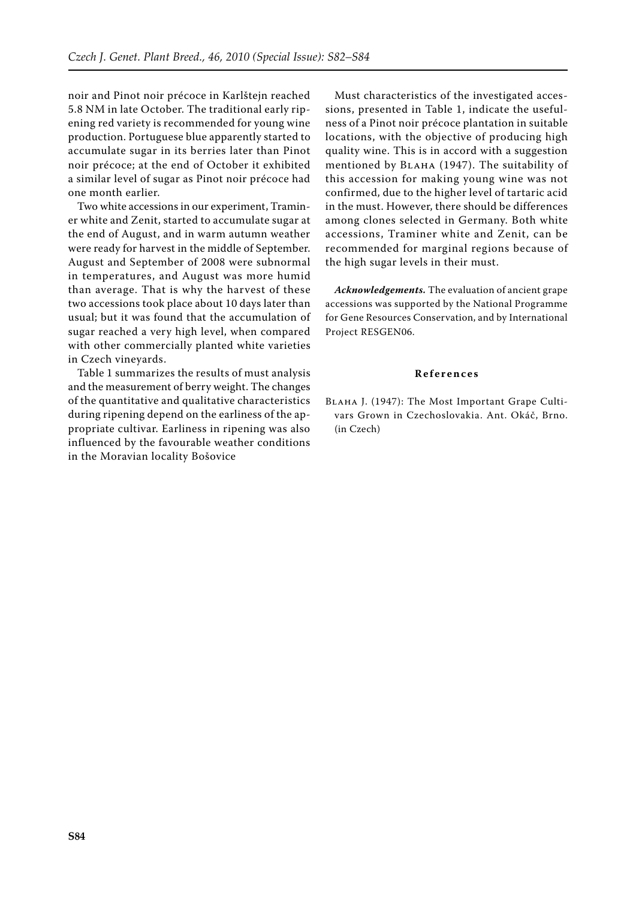noir and Pinot noir précoce in Karlštejn reached 5.8 NM in late October. The traditional early ripening red variety is recommended for young wine production. Portuguese blue apparently started to accumulate sugar in its berries later than Pinot noir précoce; at the end of October it exhibited a similar level of sugar as Pinot noir précoce had one month earlier.

Two white accessions in our experiment, Traminer white and Zenit, started to accumulate sugar at the end of August, and in warm autumn weather were ready for harvest in the middle of September. August and September of 2008 were subnormal in temperatures, and August was more humid than average. That is why the harvest of these two accessions took place about 10 days later than usual; but it was found that the accumulation of sugar reached a very high level, when compared with other commercially planted white varieties in Czech vineyards.

Table 1 summarizes the results of must analysis and the measurement of berry weight. The changes of the quantitative and qualitative characteristics during ripening depend on the earliness of the appropriate cultivar. Earliness in ripening was also influenced by the favourable weather conditions in the Moravian locality Bošovice

Must characteristics of the investigated accessions, presented in Table 1, indicate the usefulness of a Pinot noir précoce plantation in suitable locations, with the objective of producing high quality wine. This is in accord with a suggestion mentioned by Blaha (1947). The suitability of this accession for making young wine was not confirmed, due to the higher level of tartaric acid in the must. However, there should be differences among clones selected in Germany. Both white accessions, Traminer white and Zenit, can be recommended for marginal regions because of the high sugar levels in their must.

***Acknowledgements.*** The evaluation of ancient grape accessions was supported by the National Programme for Gene Resources Conservation, and by International Project RESGEN06.

## References

Blaha J. (1947): The Most Important Grape Cultivars Grown in Czechoslovakia. Ant. Okáč, Brno. (in Czech)